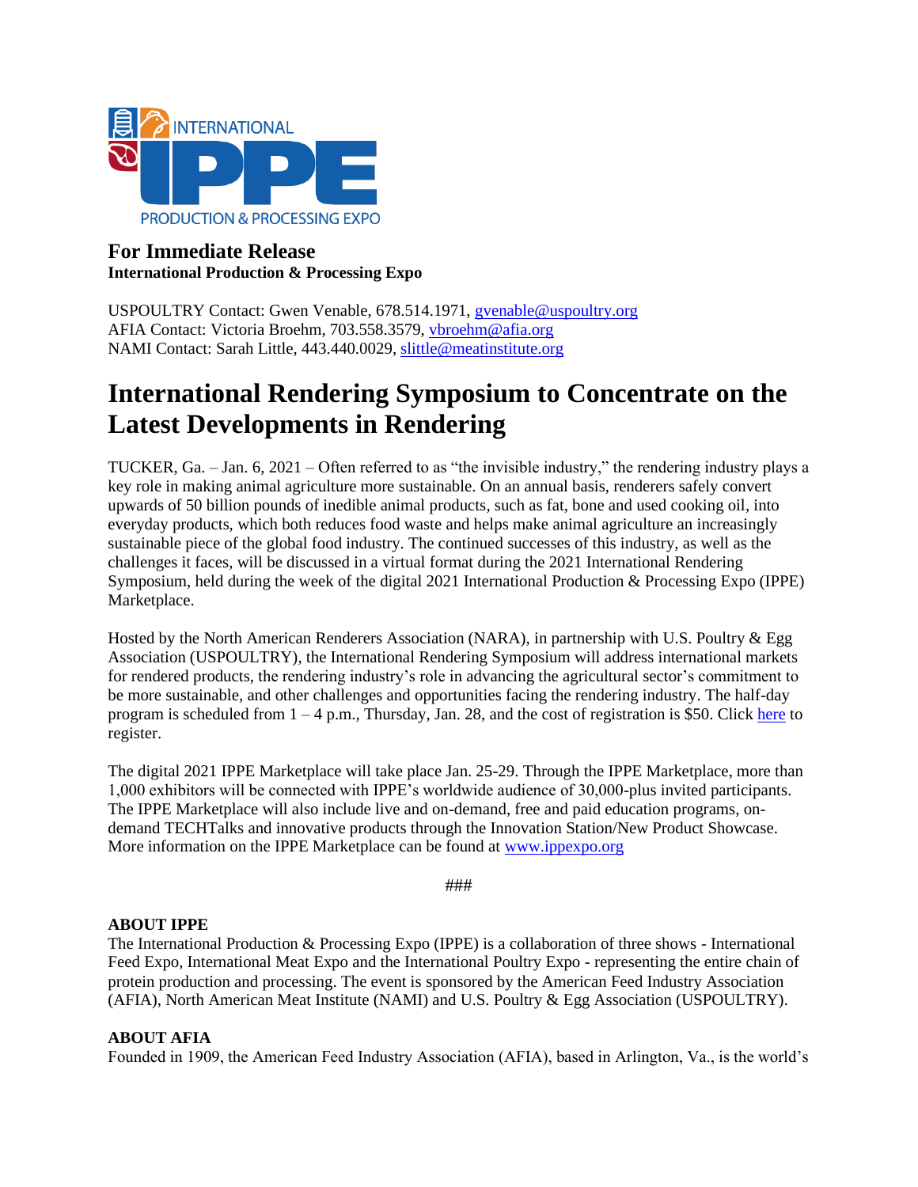**For Immediate Release**
**International Production & Processing Expo**

USPOULTRY Contact: Gwen Venable, 678.514.1971, gvenable@uspoultry.org
AFIA Contact: Victoria Broehm, 703.558.3579, vbroehm@afia.org
NAMI Contact: Sarah Little, 443.440.0029, slittle@meatinstitute.org

# International Rendering Symposium to Concentrate on the Latest Developments in Rendering

TUCKER, Ga. – Jan. 6, 2021 – Often referred to as "the invisible industry," the rendering industry plays a key role in making animal agriculture more sustainable. On an annual basis, renderers safely convert upwards of 50 billion pounds of inedible animal products, such as fat, bone and used cooking oil, into everyday products, which both reduces food waste and helps make animal agriculture an increasingly sustainable piece of the global food industry. The continued successes of this industry, as well as the challenges it faces, will be discussed in a virtual format during the 2021 International Rendering Symposium, held during the week of the digital 2021 International Production & Processing Expo (IPPE) Marketplace.

Hosted by the North American Renderers Association (NARA), in partnership with U.S. Poultry & Egg Association (USPOULTRY), the International Rendering Symposium will address international markets for rendered products, the rendering industry's role in advancing the agricultural sector's commitment to be more sustainable, and other challenges and opportunities facing the rendering industry. The half-day program is scheduled from 1 – 4 p.m., Thursday, Jan. 28, and the cost of registration is $50. Click here to register.

The digital 2021 IPPE Marketplace will take place Jan. 25-29. Through the IPPE Marketplace, more than 1,000 exhibitors will be connected with IPPE's worldwide audience of 30,000-plus invited participants. The IPPE Marketplace will also include live and on-demand, free and paid education programs, on-demand TECHTalks and innovative products through the Innovation Station/New Product Showcase. More information on the IPPE Marketplace can be found at www.ippexpo.org

###

**ABOUT IPPE**
The International Production & Processing Expo (IPPE) is a collaboration of three shows - International Feed Expo, International Meat Expo and the International Poultry Expo - representing the entire chain of protein production and processing. The event is sponsored by the American Feed Industry Association (AFIA), North American Meat Institute (NAMI) and U.S. Poultry & Egg Association (USPOULTRY).

**ABOUT AFIA**
Founded in 1909, the American Feed Industry Association (AFIA), based in Arlington, Va., is the world's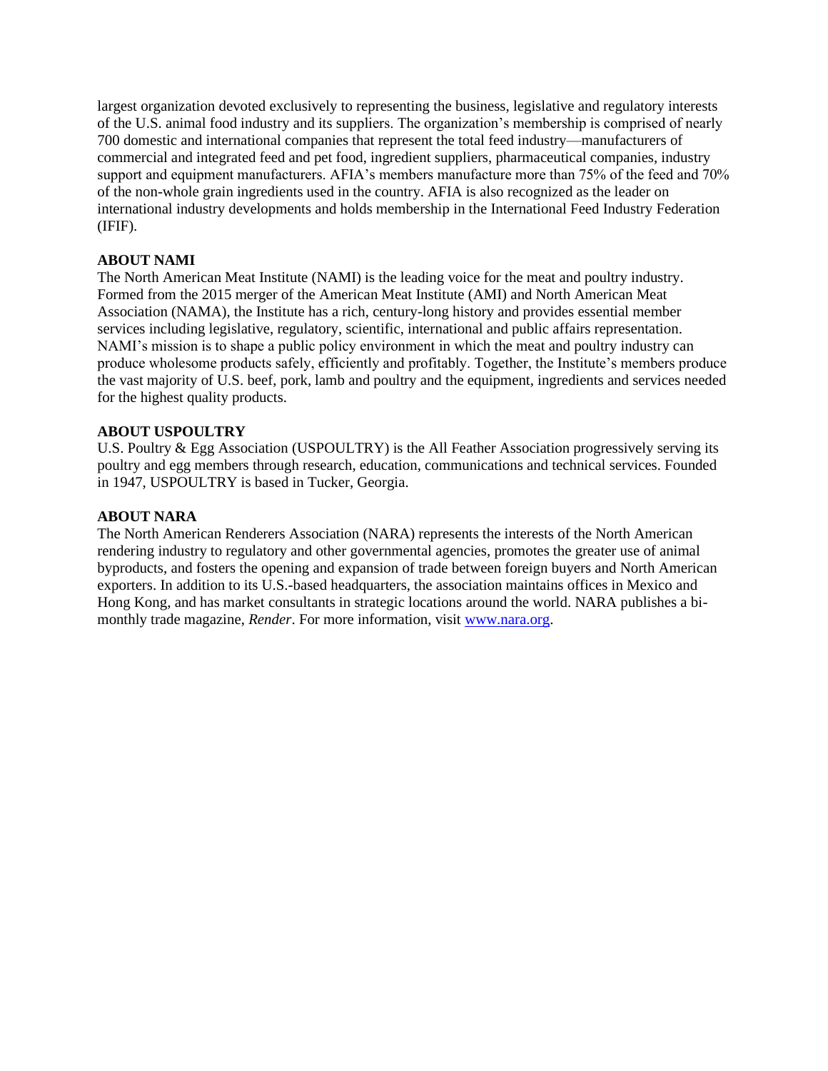largest organization devoted exclusively to representing the business, legislative and regulatory interests of the U.S. animal food industry and its suppliers. The organization's membership is comprised of nearly 700 domestic and international companies that represent the total feed industry—manufacturers of commercial and integrated feed and pet food, ingredient suppliers, pharmaceutical companies, industry support and equipment manufacturers. AFIA's members manufacture more than 75% of the feed and 70% of the non-whole grain ingredients used in the country. AFIA is also recognized as the leader on international industry developments and holds membership in the International Feed Industry Federation (IFIF).

**ABOUT NAMI**

The North American Meat Institute (NAMI) is the leading voice for the meat and poultry industry. Formed from the 2015 merger of the American Meat Institute (AMI) and North American Meat Association (NAMA), the Institute has a rich, century-long history and provides essential member services including legislative, regulatory, scientific, international and public affairs representation. NAMI's mission is to shape a public policy environment in which the meat and poultry industry can produce wholesome products safely, efficiently and profitably. Together, the Institute's members produce the vast majority of U.S. beef, pork, lamb and poultry and the equipment, ingredients and services needed for the highest quality products.

**ABOUT USPOULTRY**

U.S. Poultry & Egg Association (USPOULTRY) is the All Feather Association progressively serving its poultry and egg members through research, education, communications and technical services. Founded in 1947, USPOULTRY is based in Tucker, Georgia.

**ABOUT NARA**

The North American Renderers Association (NARA) represents the interests of the North American rendering industry to regulatory and other governmental agencies, promotes the greater use of animal byproducts, and fosters the opening and expansion of trade between foreign buyers and North American exporters. In addition to its U.S.-based headquarters, the association maintains offices in Mexico and Hong Kong, and has market consultants in strategic locations around the world. NARA publishes a bi-monthly trade magazine, *Render*. For more information, visit [www.nara.org](www.nara.org).